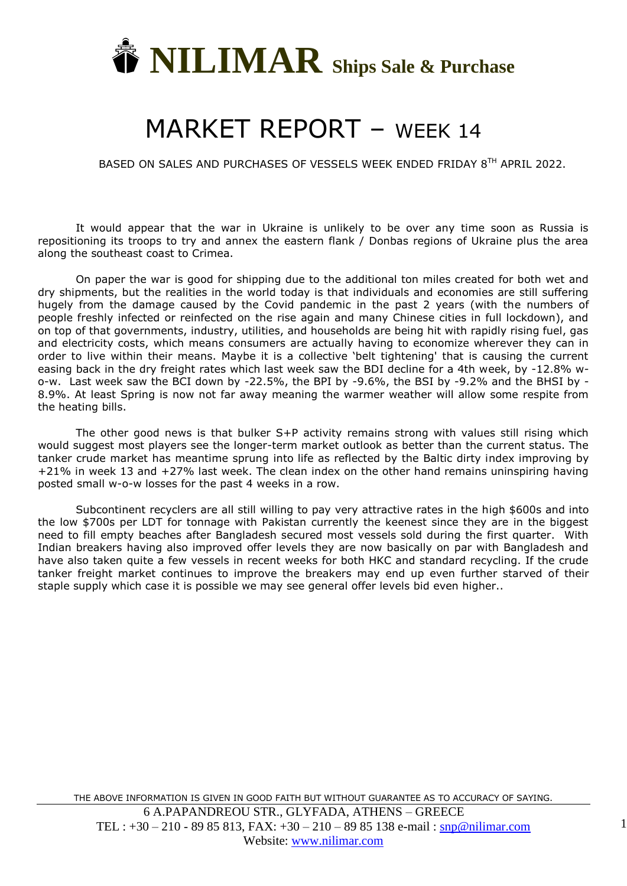# NILIMAR Ships Sale & Purchase

# MARKET REPORT – WEEK 14

BASED ON SALES AND PURCHASES OF VESSELS WEEK ENDED FRIDAY 8TH APRIL 2022.

It would appear that the war in Ukraine is unlikely to be over any time soon as Russia is repositioning its troops to try and annex the eastern flank / Donbas regions of Ukraine plus the area along the southeast coast to Crimea.

On paper the war is good for shipping due to the additional ton miles created for both wet and dry shipments, but the realities in the world today is that individuals and economies are still suffering hugely from the damage caused by the Covid pandemic in the past 2 years (with the numbers of people freshly infected or reinfected on the rise again and many Chinese cities in full lockdown), and on top of that governments, industry, utilities, and households are being hit with rapidly rising fuel, gas and electricity costs, which means consumers are actually having to economize wherever they can in order to live within their means. Maybe it is a collective 'belt tightening' that is causing the current easing back in the dry freight rates which last week saw the BDI decline for a 4th week, by -12.8% w-o-w. Last week saw the BCI down by -22.5%, the BPI by -9.6%, the BSI by -9.2% and the BHSI by -8.9%. At least Spring is now not far away meaning the warmer weather will allow some respite from the heating bills.

The other good news is that bulker S+P activity remains strong with values still rising which would suggest most players see the longer-term market outlook as better than the current status. The tanker crude market has meantime sprung into life as reflected by the Baltic dirty index improving by +21% in week 13 and +27% last week. The clean index on the other hand remains uninspiring having posted small w-o-w losses for the past 4 weeks in a row.

Subcontinent recyclers are all still willing to pay very attractive rates in the high $600s and into the low $700s per LDT for tonnage with Pakistan currently the keenest since they are in the biggest need to fill empty beaches after Bangladesh secured most vessels sold during the first quarter. With Indian breakers having also improved offer levels they are now basically on par with Bangladesh and have also taken quite a few vessels in recent weeks for both HKC and standard recycling. If the crude tanker freight market continues to improve the breakers may end up even further starved of their staple supply which case it is possible we may see general offer levels bid even higher..

THE ABOVE INFORMATION IS GIVEN IN GOOD FAITH BUT WITHOUT GUARANTEE AS TO ACCURACY OF SAYING.

6 A.PAPANDREOU STR., GLYFADA, ATHENS – GREECE
TEL : +30 – 210 - 89 85 813, FAX: +30 – 210 – 89 85 138 e-mail : snp@nilimar.com
Website: www.nilimar.com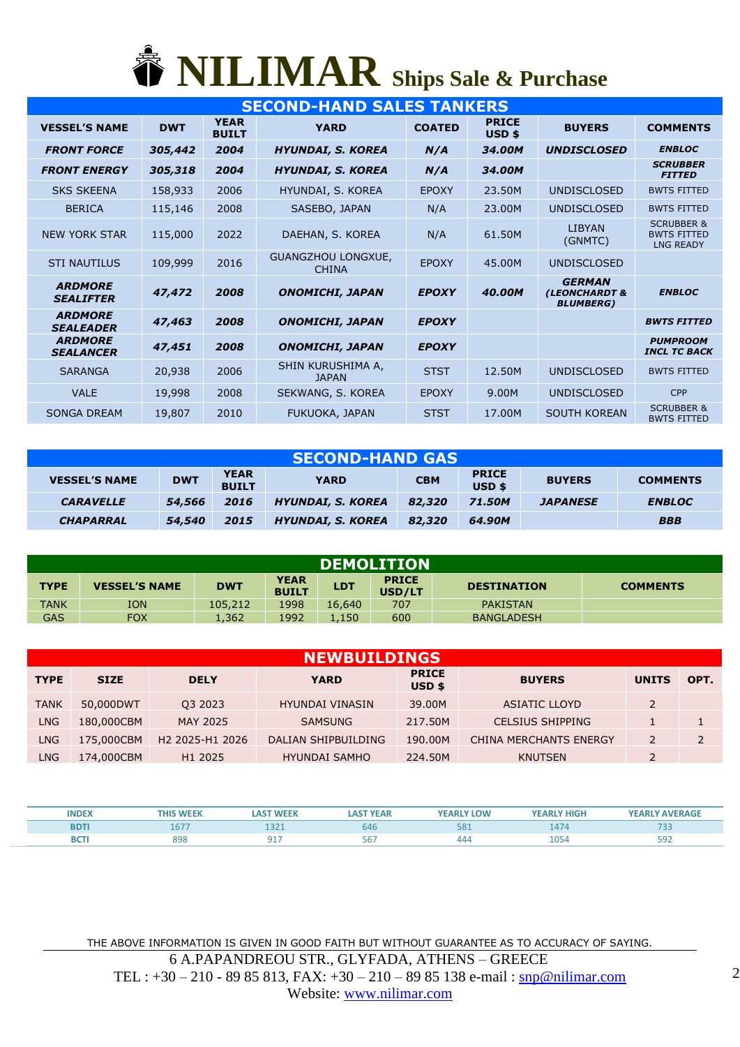# NILIMAR Ships Sale & Purchase

## SECOND-HAND SALES TANKERS

| VESSEL'S NAME | DWT | YEAR BUILT | YARD | COATED | PRICE USD $ | BUYERS | COMMENTS |
|---|---|---|---|---|---|---|---|
| ***FRONT FORCE*** | ***305,442*** | ***2004*** | ***HYUNDAI, S. KOREA*** | ***N/A*** | ***34.00M*** | ***UNDISCLOSED*** | ***ENBLOC*** |
| ***FRONT ENERGY*** | ***305,318*** | ***2004*** | ***HYUNDAI, S. KOREA*** | ***N/A*** | ***34.00M*** | | ***SCRUBBER FITTED*** |
| SKS SKEENA | 158,933 | 2006 | HYUNDAI, S. KOREA | EPOXY | 23.50M | UNDISCLOSED | BWTS FITTED |
| BERICA | 115,146 | 2008 | SASEBO, JAPAN | N/A | 23.00M | UNDISCLOSED | BWTS FITTED |
| NEW YORK STAR | 115,000 | 2022 | DAEHAN, S. KOREA | N/A | 61.50M | LIBYAN (GNMTC) | SCRUBBER & BWTS FITTED LNG READY |
| STI NAUTILUS | 109,999 | 2016 | GUANGZHOU LONGXUE, CHINA | EPOXY | 45.00M | UNDISCLOSED | |
| ***ARDMORE SEALIFTER*** | ***47,472*** | ***2008*** | ***ONOMICHI, JAPAN*** | ***EPOXY*** | ***40.00M*** | ***GERMAN (LEONCHARDT & BLUMBERG)*** | ***ENBLOC*** |
| ***ARDMORE SEALEADER*** | ***47,463*** | ***2008*** | ***ONOMICHI, JAPAN*** | ***EPOXY*** | | | ***BWTS FITTED*** |
| ***ARDMORE SEALANCER*** | ***47,451*** | ***2008*** | ***ONOMICHI, JAPAN*** | ***EPOXY*** | | | ***PUMPROOM INCL TC BACK*** |
| SARANGA | 20,938 | 2006 | SHIN KURUSHIMA A, JAPAN | STST | 12.50M | UNDISCLOSED | BWTS FITTED |
| VALE | 19,998 | 2008 | SEKWANG, S. KOREA | EPOXY | 9.00M | UNDISCLOSED | CPP |
| SONGA DREAM | 19,807 | 2010 | FUKUOKA, JAPAN | STST | 17.00M | SOUTH KOREAN | SCRUBBER & BWTS FITTED |

## SECOND-HAND GAS

| VESSEL'S NAME | DWT | YEAR BUILT | YARD | CBM | PRICE USD $ | BUYERS | COMMENTS |
|---|---|---|---|---|---|---|---|
| ***CARAVELLE*** | ***54,566*** | ***2016*** | ***HYUNDAI, S. KOREA*** | ***82,320*** | ***71.50M*** | ***JAPANESE*** | ***ENBLOC*** |
| ***CHAPARRAL*** | ***54,540*** | ***2015*** | ***HYUNDAI, S. KOREA*** | ***82,320*** | ***64.90M*** | | ***BBB*** |

## DEMOLITION

| TYPE | VESSEL'S NAME | DWT | YEAR BUILT | LDT | PRICE USD/LT | DESTINATION | COMMENTS |
|---|---|---|---|---|---|---|---|
| TANK | ION | 105,212 | 1998 | 16,640 | 707 | PAKISTAN | |
| GAS | FOX | 1,362 | 1992 | 1,150 | 600 | BANGLADESH | |

## NEWBUILDINGS

| TYPE | SIZE | DELY | YARD | PRICE USD $ | BUYERS | UNITS | OPT. |
|---|---|---|---|---|---|---|---|
| TANK | 50,000DWT | Q3 2023 | HYUNDAI VINASIN | 39.00M | ASIATIC LLOYD | 2 | |
| LNG | 180,000CBM | MAY 2025 | SAMSUNG | 217.50M | CELSIUS SHIPPING | 1 | 1 |
| LNG | 175,000CBM | H2 2025-H1 2026 | DALIAN SHIPBUILDING | 190.00M | CHINA MERCHANTS ENERGY | 2 | 2 |
| LNG | 174,000CBM | H1 2025 | HYUNDAI SAMHO | 224.50M | KNUTSEN | 2 | |

| INDEX | THIS WEEK | LAST WEEK | LAST YEAR | YEARLY LOW | YEARLY HIGH | YEARLY AVERAGE |
|---|---|---|---|---|---|---|
| BDTI | 1677 | 1321 | 646 | 581 | 1474 | 733 |
| BCTI | 898 | 917 | 567 | 444 | 1054 | 592 |

THE ABOVE INFORMATION IS GIVEN IN GOOD FAITH BUT WITHOUT GUARANTEE AS TO ACCURACY OF SAYING.

6 A.PAPANDREOU STR., GLYFADA, ATHENS – GREECE
TEL : +30 – 210 - 89 85 813, FAX: +30 – 210 – 89 85 138 e-mail : snp@nilimar.com
Website: www.nilimar.com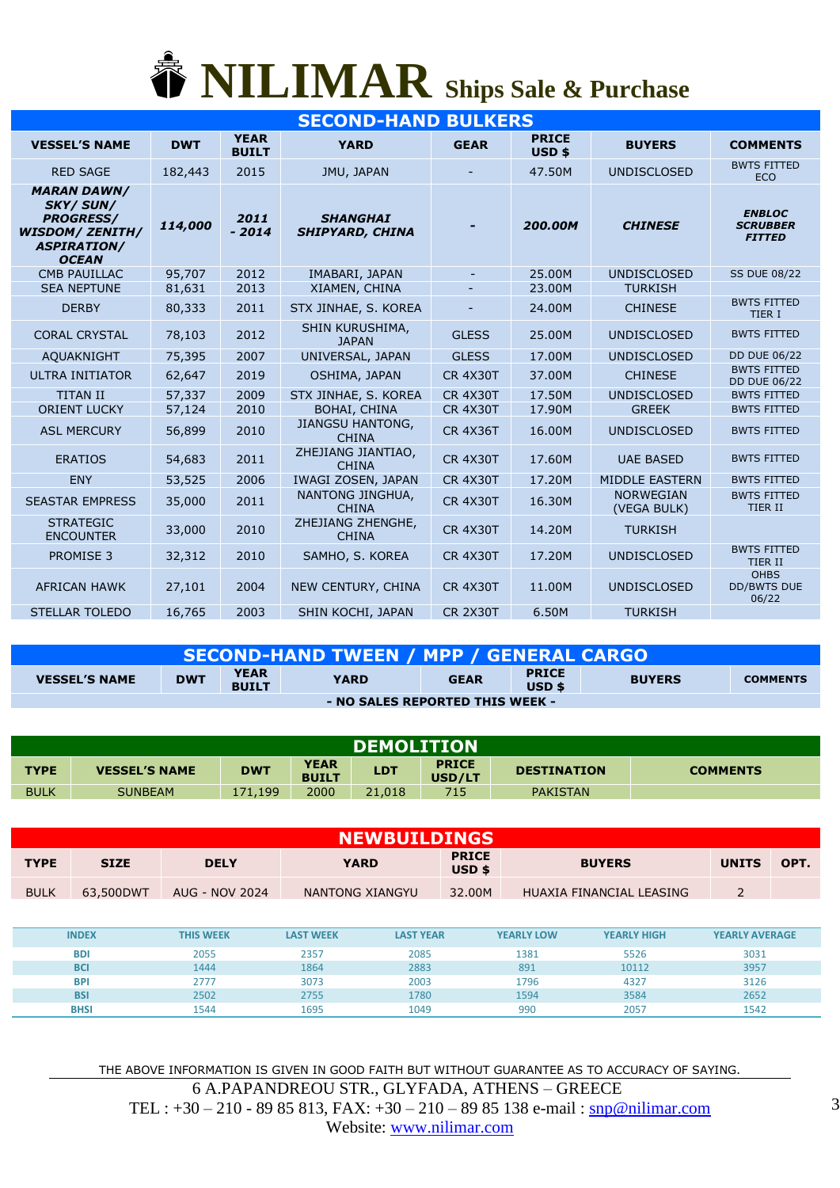# NILIMAR Ships Sale & Purchase

## SECOND-HAND BULKERS

| VESSEL'S NAME | DWT | YEAR BUILT | YARD | GEAR | PRICE USD $ | BUYERS | COMMENTS |
|---|---|---|---|---|---|---|---|
| RED SAGE | 182,443 | 2015 | JMU, JAPAN | - | 47.50M | UNDISCLOSED | BWTS FITTED ECO |
| ***MARAN DAWN/ SKY/ SUN/ PROGRESS/ WISDOM/ ZENITH/ ASPIRATION/ OCEAN*** | ***114,000*** | ***2011 - 2014*** | ***SHANGHAI SHIPYARD, CHINA*** | ***-*** | ***200.00M*** | ***CHINESE*** | ***ENBLOC SCRUBBER FITTED*** |
| CMB PAUILLAC | 95,707 | 2012 | IMABARI, JAPAN | - | 25.00M | UNDISCLOSED | SS DUE 08/22 |
| SEA NEPTUNE | 81,631 | 2013 | XIAMEN, CHINA | - | 23.00M | TURKISH | |
| DERBY | 80,333 | 2011 | STX JINHAE, S. KOREA | - | 24.00M | CHINESE | BWTS FITTED TIER I |
| CORAL CRYSTAL | 78,103 | 2012 | SHIN KURUSHIMA, JAPAN | GLESS | 25.00M | UNDISCLOSED | BWTS FITTED |
| AQUAKNIGHT | 75,395 | 2007 | UNIVERSAL, JAPAN | GLESS | 17.00M | UNDISCLOSED | DD DUE 06/22 |
| ULTRA INITIATOR | 62,647 | 2019 | OSHIMA, JAPAN | CR 4X30T | 37.00M | CHINESE | BWTS FITTED DD DUE 06/22 |
| TITAN II | 57,337 | 2009 | STX JINHAE, S. KOREA | CR 4X30T | 17.50M | UNDISCLOSED | BWTS FITTED |
| ORIENT LUCKY | 57,124 | 2010 | BOHAI, CHINA | CR 4X30T | 17.90M | GREEK | BWTS FITTED |
| ASL MERCURY | 56,899 | 2010 | JIANGSU HANTONG, CHINA | CR 4X36T | 16.00M | UNDISCLOSED | BWTS FITTED |
| ERATIOS | 54,683 | 2011 | ZHEJIANG JIANTIAO, CHINA | CR 4X30T | 17.60M | UAE BASED | BWTS FITTED |
| ENY | 53,525 | 2006 | IWAGI ZOSEN, JAPAN | CR 4X30T | 17.20M | MIDDLE EASTERN | BWTS FITTED |
| SEASTAR EMPRESS | 35,000 | 2011 | NANTONG JINGHUA, CHINA | CR 4X30T | 16.30M | NORWEGIAN (VEGA BULK) | BWTS FITTED TIER II |
| STRATEGIC ENCOUNTER | 33,000 | 2010 | ZHEJIANG ZHENGHE, CHINA | CR 4X30T | 14.20M | TURKISH | |
| PROMISE 3 | 32,312 | 2010 | SAMHO, S. KOREA | CR 4X30T | 17.20M | UNDISCLOSED | BWTS FITTED TIER II |
| AFRICAN HAWK | 27,101 | 2004 | NEW CENTURY, CHINA | CR 4X30T | 11.00M | UNDISCLOSED | OHBS DD/BWTS DUE 06/22 |
| STELLAR TOLEDO | 16,765 | 2003 | SHIN KOCHI, JAPAN | CR 2X30T | 6.50M | TURKISH | |

## SECOND-HAND TWEEN / MPP / GENERAL CARGO

| VESSEL'S NAME | DWT | YEAR BUILT | YARD | GEAR | PRICE USD $ | BUYERS | COMMENTS |
|---|---|---|---|---|---|---|---|
| **- NO SALES REPORTED THIS WEEK -** | | | | | | | |

## DEMOLITION

| TYPE | VESSEL'S NAME | DWT | YEAR BUILT | LDT | PRICE USD/LT | DESTINATION | COMMENTS |
|---|---|---|---|---|---|---|---|
| BULK | SUNBEAM | 171,199 | 2000 | 21,018 | 715 | PAKISTAN | |

## NEWBUILDINGS

| TYPE | SIZE | DELY | YARD | PRICE USD $ | BUYERS | UNITS | OPT. |
|---|---|---|---|---|---|---|---|
| BULK | 63,500DWT | AUG - NOV 2024 | NANTONG XIANGYU | 32.00M | HUAXIA FINANCIAL LEASING | 2 | |

| INDEX | THIS WEEK | LAST WEEK | LAST YEAR | YEARLY LOW | YEARLY HIGH | YEARLY AVERAGE |
|---|---|---|---|---|---|---|
| BDI | 2055 | 2357 | 2085 | 1381 | 5526 | 3031 |
| BCI | 1444 | 1864 | 2883 | 891 | 10112 | 3957 |
| BPI | 2777 | 3073 | 2003 | 1796 | 4327 | 3126 |
| BSI | 2502 | 2755 | 1780 | 1594 | 3584 | 2652 |
| BHSI | 1544 | 1695 | 1049 | 990 | 2057 | 1542 |

THE ABOVE INFORMATION IS GIVEN IN GOOD FAITH BUT WITHOUT GUARANTEE AS TO ACCURACY OF SAYING.

6 A.PAPANDREOU STR., GLYFADA, ATHENS – GREECE
TEL : +30 – 210 - 89 85 813, FAX: +30 – 210 – 89 85 138 e-mail : snp@nilimar.com
Website: www.nilimar.com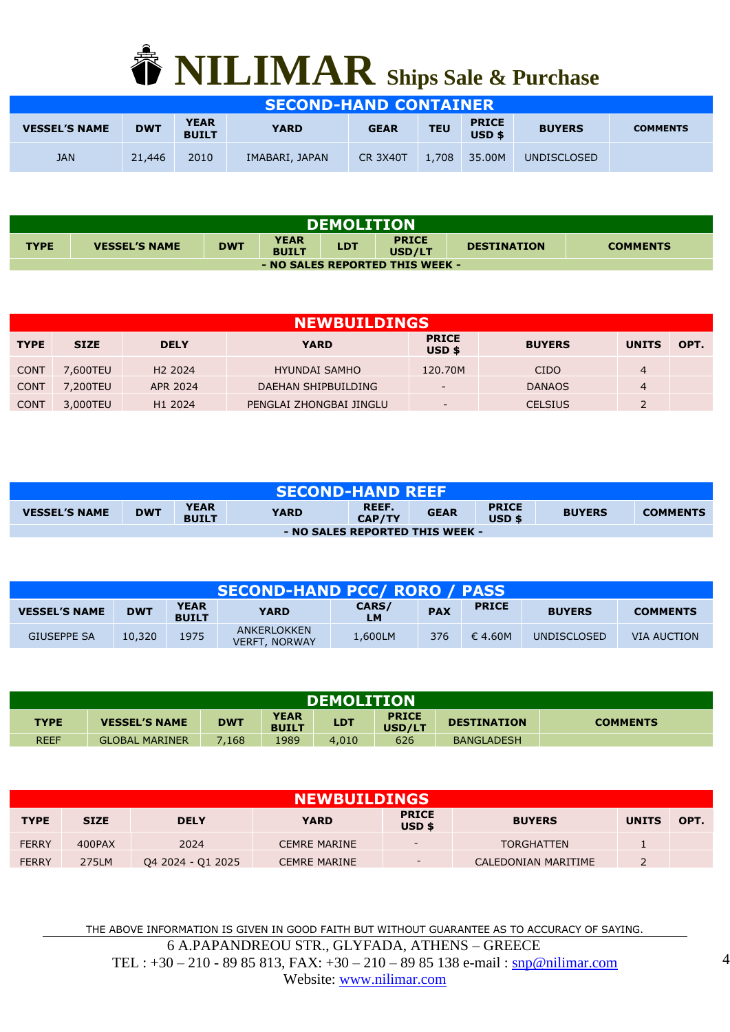# NILIMAR Ships Sale & Purchase

## SECOND-HAND CONTAINER

| VESSEL'S NAME | DWT | YEAR BUILT | YARD | GEAR | TEU | PRICE USD $ | BUYERS | COMMENTS |
|---|---|---|---|---|---|---|---|---|
| JAN | 21,446 | 2010 | IMABARI, JAPAN | CR 3X40T | 1,708 | 35.00M | UNDISCLOSED | |

## DEMOLITION

| TYPE | VESSEL'S NAME | DWT | YEAR BUILT | LDT | PRICE USD/LT | DESTINATION | COMMENTS |
|---|---|---|---|---|---|---|---|
| - NO SALES REPORTED THIS WEEK - | | | | | | | |

## NEWBUILDINGS

| TYPE | SIZE | DELY | YARD | PRICE USD $ | BUYERS | UNITS | OPT. |
|---|---|---|---|---|---|---|---|
| CONT | 7,600TEU | H2 2024 | HYUNDAI SAMHO | 120.70M | CIDO | 4 | |
| CONT | 7,200TEU | APR 2024 | DAEHAN SHIPBUILDING | - | DANAOS | 4 | |
| CONT | 3,000TEU | H1 2024 | PENGLAI ZHONGBAI JINGLU | - | CELSIUS | 2 | |

## SECOND-HAND REEF

| VESSEL'S NAME | DWT | YEAR BUILT | YARD | REEF. CAP/TY | GEAR | PRICE USD $ | BUYERS | COMMENTS |
|---|---|---|---|---|---|---|---|---|
| - NO SALES REPORTED THIS WEEK - | | | | | | | | |

## SECOND-HAND PCC/ RORO / PASS

| VESSEL'S NAME | DWT | YEAR BUILT | YARD | CARS/ LM | PAX | PRICE | BUYERS | COMMENTS |
|---|---|---|---|---|---|---|---|---|
| GIUSEPPE SA | 10,320 | 1975 | ANKERLOKKEN VERFT, NORWAY | 1,600LM | 376 | € 4.60M | UNDISCLOSED | VIA AUCTION |

## DEMOLITION

| TYPE | VESSEL'S NAME | DWT | YEAR BUILT | LDT | PRICE USD/LT | DESTINATION | COMMENTS |
|---|---|---|---|---|---|---|---|
| REEF | GLOBAL MARINER | 7,168 | 1989 | 4,010 | 626 | BANGLADESH | |

## NEWBUILDINGS

| TYPE | SIZE | DELY | YARD | PRICE USD $ | BUYERS | UNITS | OPT. |
|---|---|---|---|---|---|---|---|
| FERRY | 400PAX | 2024 | CEMRE MARINE | - | TORGHATTEN | 1 | |
| FERRY | 275LM | Q4 2024 - Q1 2025 | CEMRE MARINE | - | CALEDONIAN MARITIME | 2 | |

THE ABOVE INFORMATION IS GIVEN IN GOOD FAITH BUT WITHOUT GUARANTEE AS TO ACCURACY OF SAYING.

6 A.PAPANDREOU STR., GLYFADA, ATHENS – GREECE
TEL : +30 – 210 - 89 85 813, FAX: +30 – 210 – 89 85 138 e-mail : snp@nilimar.com
Website: www.nilimar.com